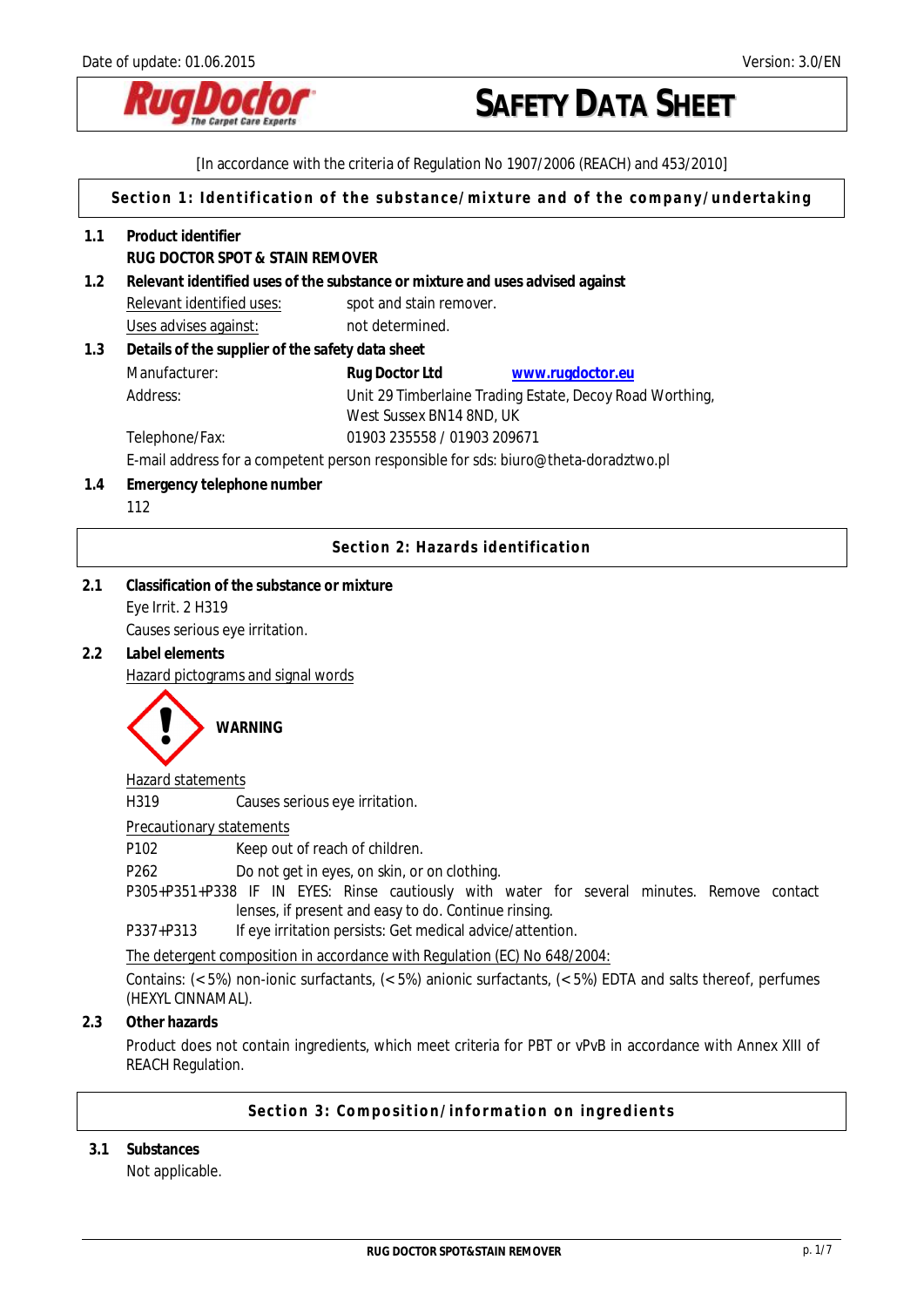Date of update: 01.06.2015 Version: 3.0/EN

RugDoctor The Carpet Care Experts

# SAFETY DATA SHEET

[In accordance with the criteria of Regulation No 1907/2006 (REACH) and 453/2010]

## Section 1: Identification of the substance/mixture and of the company/undertaking

**1.1 Product identifier**

**RUG DOCTOR SPOT & STAIN REMOVER**

**1.2 Relevant identified uses of the substance or mixture and uses advised against**

Relevant identified uses: spot and stain remover.

Uses advises against: not determined.

**1.3 Details of the supplier of the safety data sheet**

Manufacturer: **Rug Doctor Ltd** www.rugdoctor.eu

Address: Unit 29 Timberlaine Trading Estate, Decoy Road Worthing, West Sussex BN14 8ND, UK

Telephone/Fax: 01903 235558 / 01903 209671

E-mail address for a competent person responsible for sds: biuro@theta-doradztwo.pl

**1.4 Emergency telephone number**

112

## Section 2: Hazards identification

**2.1 Classification of the substance or mixture**

Eye Irrit. 2 H319

Causes serious eye irritation.

**2.2 Label elements**

Hazard pictograms and signal words

**WARNING**

Hazard statements

H319 Causes serious eye irritation.

Precautionary statements

P102 Keep out of reach of children.

P262 Do not get in eyes, on skin, or on clothing.

P305+P351+P338 IF IN EYES: Rinse cautiously with water for several minutes. Remove contact lenses, if present and easy to do. Continue rinsing.

P337+P313 If eye irritation persists: Get medical advice/attention.

The detergent composition in accordance with Regulation (EC) No 648/2004:

Contains: (<5%) non-ionic surfactants, (<5%) anionic surfactants, (<5%) EDTA and salts thereof, perfumes (HEXYL CINNAMAL).

**2.3 Other hazards**

Product does not contain ingredients, which meet criteria for PBT or vPvB in accordance with Annex XIII of REACH Regulation.

## Section 3: Composition/information on ingredients

**3.1 Substances**

Not applicable.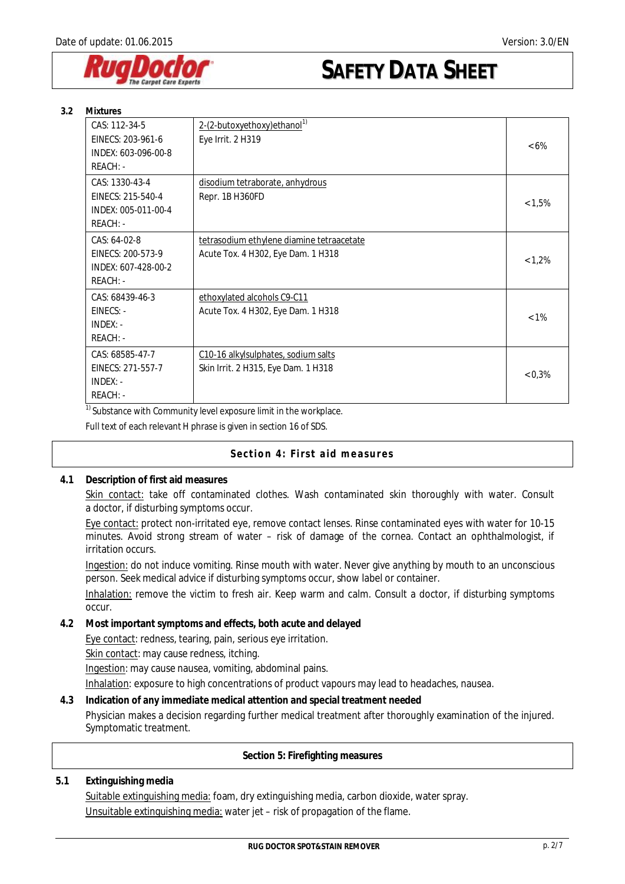### 3.2 Mixtures

| | | |
|---|---|---|
| CAS: 112-34-5<br>EINECS: 203-961-6<br>INDEX: 603-096-00-8<br>REACH: - | 2-(2-butoxyethoxy)ethanol[1)]<br>Eye Irrit. 2 H319 | <6% |
| CAS: 1330-43-4<br>EINECS: 215-540-4<br>INDEX: 005-011-00-4<br>REACH: - | disodium tetraborate, anhydrous<br>Repr. 1B H360FD | <1,5% |
| CAS: 64-02-8<br>EINECS: 200-573-9<br>INDEX: 607-428-00-2<br>REACH: - | tetrasodium ethylene diamine tetraacetate<br>Acute Tox. 4 H302, Eye Dam. 1 H318 | <1,2% |
| CAS: 68439-46-3<br>EINECS: -<br>INDEX: -<br>REACH: - | ethoxylated alcohols C9-C11<br>Acute Tox. 4 H302, Eye Dam. 1 H318 | <1% |
| CAS: 68585-47-7<br>EINECS: 271-557-7<br>INDEX: -<br>REACH: - | C10-16 alkylsulphates, sodium salts<br>Skin Irrit. 2 H315, Eye Dam. 1 H318 | <0,3% |

[1)] Substance with Community level exposure limit in the workplace.

Full text of each relevant H phrase is given in section 16 of SDS.

## Section 4: First aid measures

### 4.1 Description of first aid measures

Skin contact: take off contaminated clothes. Wash contaminated skin thoroughly with water. Consult a doctor, if disturbing symptoms occur.

Eye contact: protect non-irritated eye, remove contact lenses. Rinse contaminated eyes with water for 10-15 minutes. Avoid strong stream of water – risk of damage of the cornea. Contact an ophthalmologist, if irritation occurs.

Ingestion: do not induce vomiting. Rinse mouth with water. Never give anything by mouth to an unconscious person. Seek medical advice if disturbing symptoms occur, show label or container.

Inhalation: remove the victim to fresh air. Keep warm and calm. Consult a doctor, if disturbing symptoms occur.

### 4.2 Most important symptoms and effects, both acute and delayed

Eye contact: redness, tearing, pain, serious eye irritation.

Skin contact: may cause redness, itching.

Ingestion: may cause nausea, vomiting, abdominal pains.

Inhalation: exposure to high concentrations of product vapours may lead to headaches, nausea.

### 4.3 Indication of any immediate medical attention and special treatment needed

Physician makes a decision regarding further medical treatment after thoroughly examination of the injured. Symptomatic treatment.

## Section 5: Firefighting measures

### 5.1 Extinguishing media

Suitable extinguishing media: foam, dry extinguishing media, carbon dioxide, water spray.

Unsuitable extinguishing media: water jet – risk of propagation of the flame.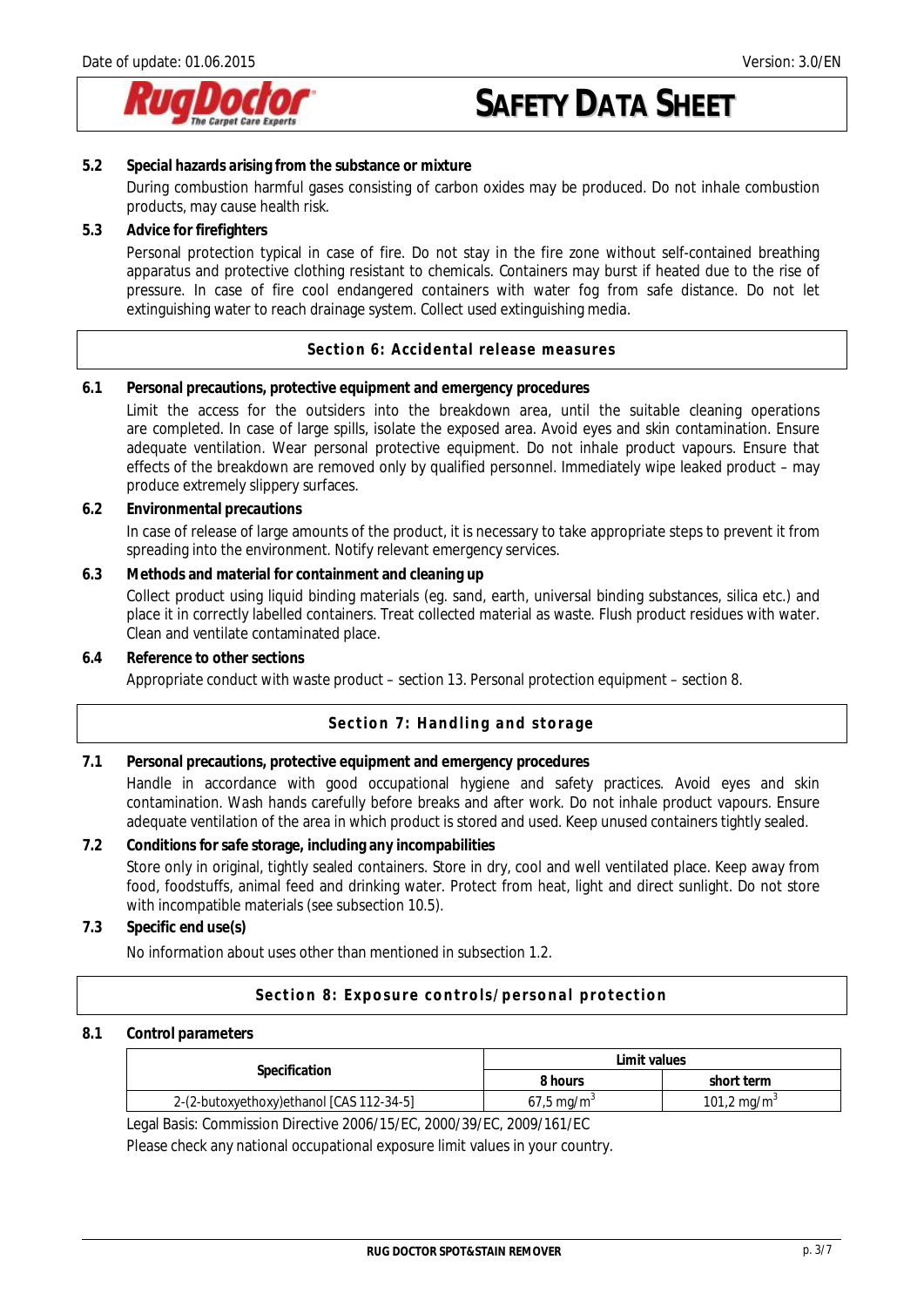**5.2 Special hazards arising from the substance or mixture**

During combustion harmful gases consisting of carbon oxides may be produced. Do not inhale combustion products, may cause health risk.

**5.3 Advice for firefighters**

Personal protection typical in case of fire. Do not stay in the fire zone without self-contained breathing apparatus and protective clothing resistant to chemicals. Containers may burst if heated due to the rise of pressure. In case of fire cool endangered containers with water fog from safe distance. Do not let extinguishing water to reach drainage system. Collect used extinguishing media.

## Section 6: Accidental release measures

**6.1 Personal precautions, protective equipment and emergency procedures**

Limit the access for the outsiders into the breakdown area, until the suitable cleaning operations are completed. In case of large spills, isolate the exposed area. Avoid eyes and skin contamination. Ensure adequate ventilation. Wear personal protective equipment. Do not inhale product vapours. Ensure that effects of the breakdown are removed only by qualified personnel. Immediately wipe leaked product – may produce extremely slippery surfaces.

**6.2 Environmental precautions**

In case of release of large amounts of the product, it is necessary to take appropriate steps to prevent it from spreading into the environment. Notify relevant emergency services.

**6.3 Methods and material for containment and cleaning up**

Collect product using liquid binding materials (eg. sand, earth, universal binding substances, silica etc.) and place it in correctly labelled containers. Treat collected material as waste. Flush product residues with water. Clean and ventilate contaminated place.

**6.4 Reference to other sections**

Appropriate conduct with waste product – section 13. Personal protection equipment – section 8.

## Section 7: Handling and storage

**7.1 Personal precautions, protective equipment and emergency procedures**

Handle in accordance with good occupational hygiene and safety practices. Avoid eyes and skin contamination. Wash hands carefully before breaks and after work. Do not inhale product vapours. Ensure adequate ventilation of the area in which product is stored and used. Keep unused containers tightly sealed.

**7.2 Conditions for safe storage, including any incompabilities**

Store only in original, tightly sealed containers. Store in dry, cool and well ventilated place. Keep away from food, foodstuffs, animal feed and drinking water. Protect from heat, light and direct sunlight. Do not store with incompatible materials (see subsection 10.5).

**7.3 Specific end use(s)**

No information about uses other than mentioned in subsection 1.2.

## Section 8: Exposure controls/personal protection

**8.1 Control parameters**

| Specification | Limit values | |
|---|---|---|
| | 8 hours | short term |
| 2-(2-butoxyethoxy)ethanol [CAS 112-34-5] | 67,5 mg/m$^3$ | 101,2 mg/m$^3$ |

Legal Basis: Commission Directive 2006/15/EC, 2000/39/EC, 2009/161/EC

Please check any national occupational exposure limit values in your country.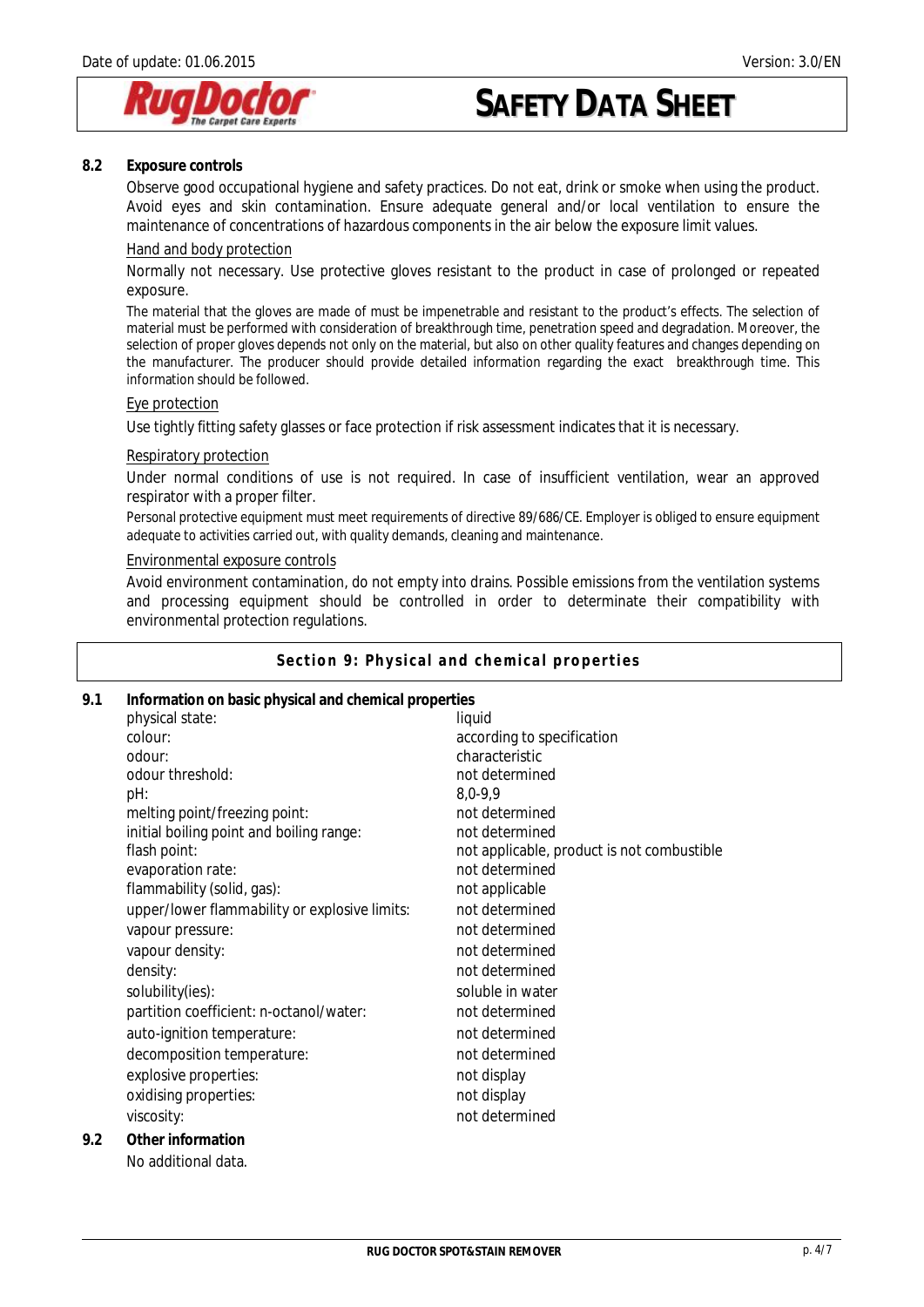### 8.2 Exposure controls

Observe good occupational hygiene and safety practices. Do not eat, drink or smoke when using the product. Avoid eyes and skin contamination. Ensure adequate general and/or local ventilation to ensure the maintenance of concentrations of hazardous components in the air below the exposure limit values.

Hand and body protection

Normally not necessary. Use protective gloves resistant to the product in case of prolonged or repeated exposure.

The material that the gloves are made of must be impenetrable and resistant to the product's effects. The selection of material must be performed with consideration of breakthrough time, penetration speed and degradation. Moreover, the selection of proper gloves depends not only on the material, but also on other quality features and changes depending on the manufacturer. The producer should provide detailed information regarding the exact breakthrough time. This information should be followed.

Eye protection

Use tightly fitting safety glasses or face protection if risk assessment indicates that it is necessary.

Respiratory protection

Under normal conditions of use is not required. In case of insufficient ventilation, wear an approved respirator with a proper filter.

Personal protective equipment must meet requirements of directive 89/686/CE. Employer is obliged to ensure equipment adequate to activities carried out, with quality demands, cleaning and maintenance.

Environmental exposure controls

Avoid environment contamination, do not empty into drains. Possible emissions from the ventilation systems and processing equipment should be controlled in order to determinate their compatibility with environmental protection regulations.

## Section 9: Physical and chemical properties

### 9.1 Information on basic physical and chemical properties

| | |
|---|---|
| physical state: | liquid |
| colour: | according to specification |
| odour: | characteristic |
| odour threshold: | not determined |
| pH: | 8,0-9,9 |
| melting point/freezing point: | not determined |
| initial boiling point and boiling range: | not determined |
| flash point: | not applicable, product is not combustible |
| evaporation rate: | not determined |
| flammability (solid, gas): | not applicable |
| upper/lower flammability or explosive limits: | not determined |
| vapour pressure: | not determined |
| vapour density: | not determined |
| density: | not determined |
| solubility(ies): | soluble in water |
| partition coefficient: n-octanol/water: | not determined |
| auto-ignition temperature: | not determined |
| decomposition temperature: | not determined |
| explosive properties: | not display |
| oxidising properties: | not display |
| viscosity: | not determined |

### 9.2 Other information

No additional data.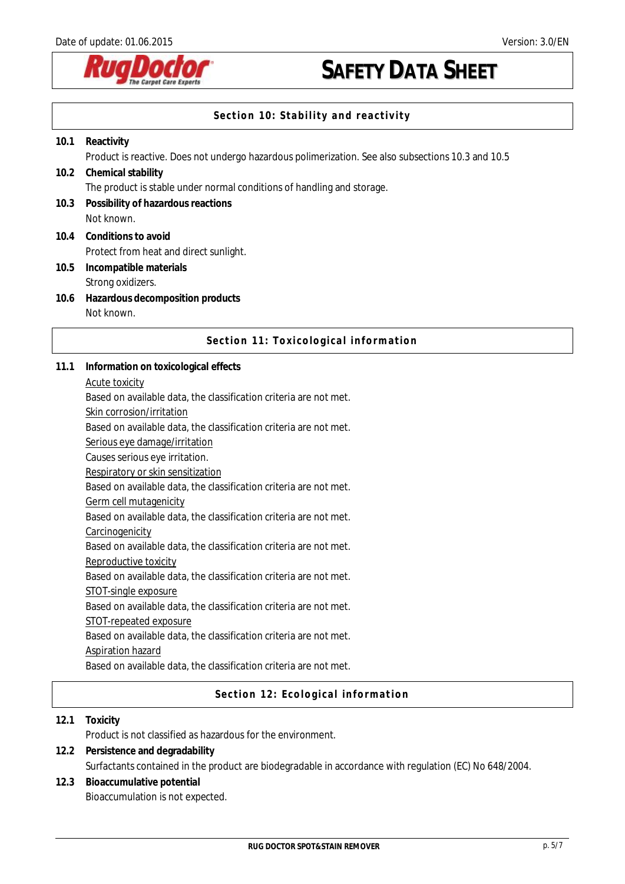## Section 10: Stability and reactivity

**10.1 Reactivity**

Product is reactive. Does not undergo hazardous polimerization. See also subsections 10.3 and 10.5

**10.2 Chemical stability**

The product is stable under normal conditions of handling and storage.

**10.3 Possibility of hazardous reactions**

Not known.

**10.4 Conditions to avoid**

Protect from heat and direct sunlight.

**10.5 Incompatible materials**

Strong oxidizers.

**10.6 Hazardous decomposition products**

Not known.

## Section 11: Toxicological information

**11.1 Information on toxicological effects**

Acute toxicity

Based on available data, the classification criteria are not met.

Skin corrosion/irritation

Based on available data, the classification criteria are not met.

Serious eye damage/irritation

Causes serious eye irritation.

Respiratory or skin sensitization

Based on available data, the classification criteria are not met.

Germ cell mutagenicity

Based on available data, the classification criteria are not met.

Carcinogenicity

Based on available data, the classification criteria are not met.

Reproductive toxicity

Based on available data, the classification criteria are not met.

STOT-single exposure

Based on available data, the classification criteria are not met.

STOT-repeated exposure

Based on available data, the classification criteria are not met.

Aspiration hazard

Based on available data, the classification criteria are not met.

## Section 12: Ecological information

**12.1 Toxicity**

Product is not classified as hazardous for the environment.

**12.2 Persistence and degradability**

Surfactants contained in the product are biodegradable in accordance with regulation (EC) No 648/2004.

**12.3 Bioaccumulative potential**

Bioaccumulation is not expected.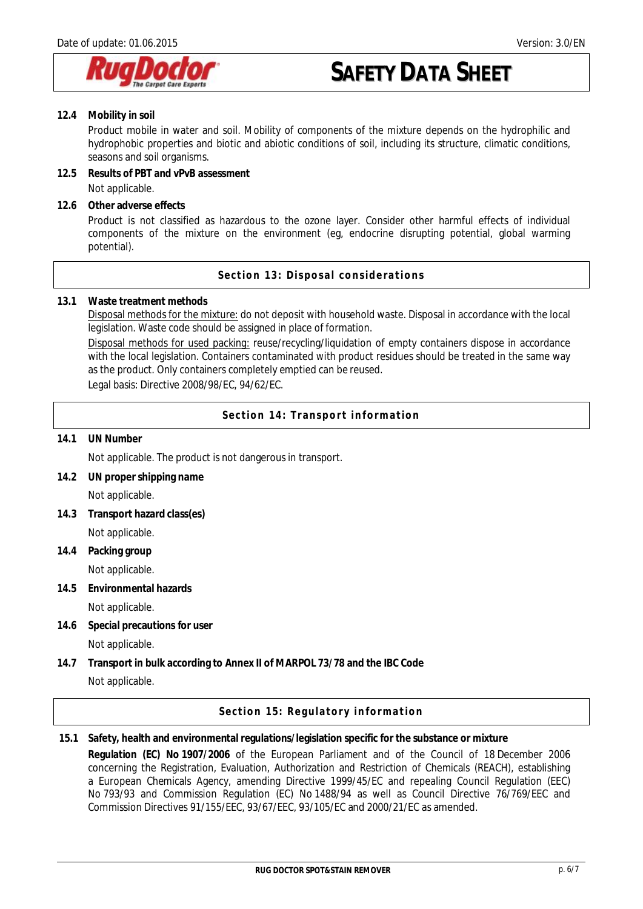**12.4 Mobility in soil**

Product mobile in water and soil. Mobility of components of the mixture depends on the hydrophilic and hydrophobic properties and biotic and abiotic conditions of soil, including its structure, climatic conditions, seasons and soil organisms.

**12.5 Results of PBT and vPvB assessment**

Not applicable.

**12.6 Other adverse effects**

Product is not classified as hazardous to the ozone layer. Consider other harmful effects of individual components of the mixture on the environment (eg, endocrine disrupting potential, global warming potential).

## Section 13: Disposal considerations

**13.1 Waste treatment methods**

Disposal methods for the mixture: do not deposit with household waste. Disposal in accordance with the local legislation. Waste code should be assigned in place of formation.

Disposal methods for used packing: reuse/recycling/liquidation of empty containers dispose in accordance with the local legislation. Containers contaminated with product residues should be treated in the same way as the product. Only containers completely emptied can be reused.

Legal basis: Directive 2008/98/EC, 94/62/EC.

## Section 14: Transport information

**14.1 UN Number**

Not applicable. The product is not dangerous in transport.

**14.2 UN proper shipping name**

Not applicable.

**14.3 Transport hazard class(es)**

Not applicable.

**14.4 Packing group**

Not applicable.

**14.5 Environmental hazards**

Not applicable.

**14.6 Special precautions for user**

Not applicable.

**14.7 Transport in bulk according to Annex II of MARPOL 73/78 and the IBC Code**

Not applicable.

## Section 15: Regulatory information

**15.1 Safety, health and environmental regulations/legislation specific for the substance or mixture**

**Regulation (EC) No 1907/2006** of the European Parliament and of the Council of 18 December 2006 concerning the Registration, Evaluation, Authorization and Restriction of Chemicals (REACH), establishing a European Chemicals Agency, amending Directive 1999/45/EC and repealing Council Regulation (EEC) No 793/93 and Commission Regulation (EC) No 1488/94 as well as Council Directive 76/769/EEC and Commission Directives 91/155/EEC, 93/67/EEC, 93/105/EC and 2000/21/EC as amended.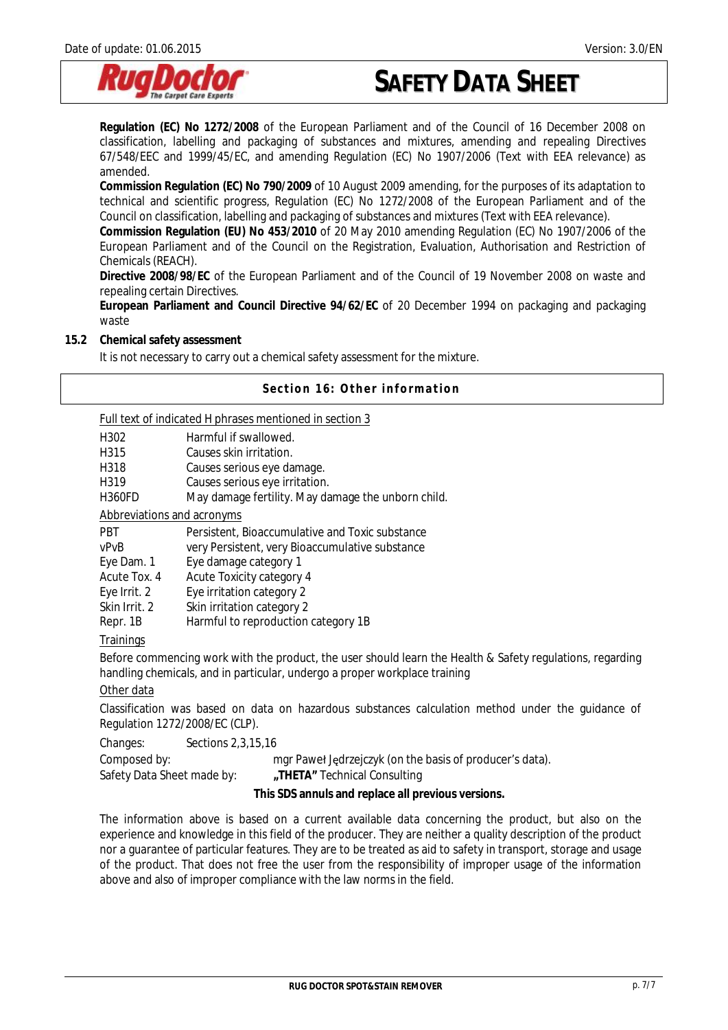**Regulation (EC) No 1272/2008** of the European Parliament and of the Council of 16 December 2008 on classification, labelling and packaging of substances and mixtures, amending and repealing Directives 67/548/EEC and 1999/45/EC, and amending Regulation (EC) No 1907/2006 (Text with EEA relevance) as amended.

**Commission Regulation (EC) No 790/2009** of 10 August 2009 amending, for the purposes of its adaptation to technical and scientific progress, Regulation (EC) No 1272/2008 of the European Parliament and of the Council on classification, labelling and packaging of substances and mixtures (Text with EEA relevance).

**Commission Regulation (EU) No 453/2010** of 20 May 2010 amending Regulation (EC) No 1907/2006 of the European Parliament and of the Council on the Registration, Evaluation, Authorisation and Restriction of Chemicals (REACH).

**Directive 2008/98/EC** of the European Parliament and of the Council of 19 November 2008 on waste and repealing certain Directives.

**European Parliament and Council Directive 94/62/EC** of 20 December 1994 on packaging and packaging waste

**15.2 Chemical safety assessment**

It is not necessary to carry out a chemical safety assessment for the mixture.

## Section 16: Other information

Full text of indicated H phrases mentioned in section 3

| | |
|---|---|
| H302 | Harmful if swallowed. |
| H315 | Causes skin irritation. |
| H318 | Causes serious eye damage. |
| H319 | Causes serious eye irritation. |
| H360FD | May damage fertility. May damage the unborn child. |

Abbreviations and acronyms

| | |
|---|---|
| PBT | Persistent, Bioaccumulative and Toxic substance |
| vPvB | very Persistent, very Bioaccumulative substance |
| Eye Dam. 1 | Eye damage category 1 |
| Acute Tox. 4 | Acute Toxicity category 4 |
| Eye Irrit. 2 | Eye irritation category 2 |
| Skin Irrit. 2 | Skin irritation category 2 |
| Repr. 1B | Harmful to reproduction category 1B |

Trainings

Before commencing work with the product, the user should learn the Health & Safety regulations, regarding handling chemicals, and in particular, undergo a proper workplace training

Other data

Classification was based on data on hazardous substances calculation method under the guidance of Regulation 1272/2008/EC (CLP).

Changes: Sections 2,3,15,16

Composed by: mgr Paweł Jędrzejczyk (on the basis of producer's data).

Safety Data Sheet made by: **„THETA"** Technical Consulting

**This SDS annuls and replace all previous versions.**

The information above is based on a current available data concerning the product, but also on the experience and knowledge in this field of the producer. They are neither a quality description of the product nor a guarantee of particular features. They are to be treated as aid to safety in transport, storage and usage of the product. That does not free the user from the responsibility of improper usage of the information above and also of improper compliance with the law norms in the field.